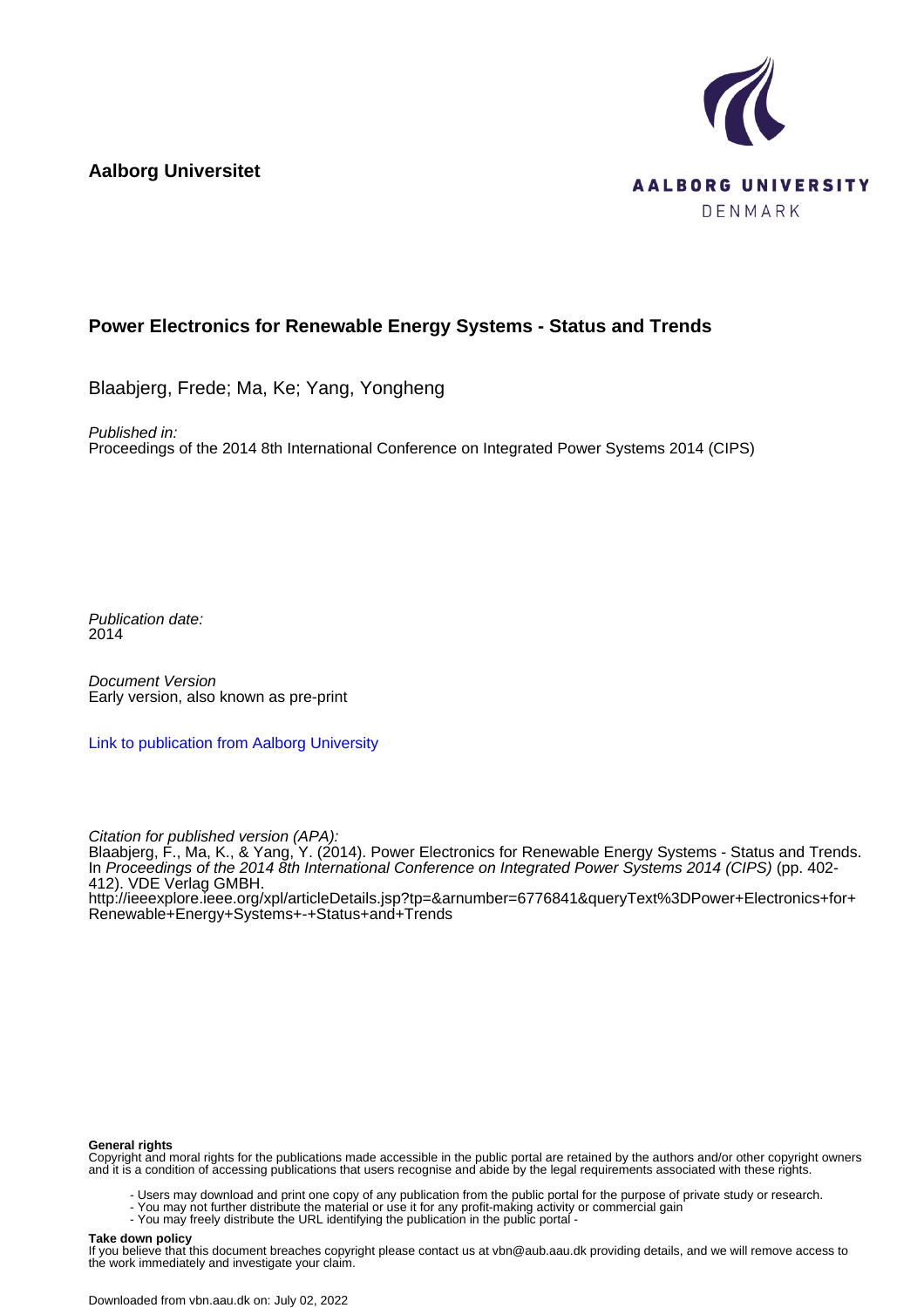**Aalborg Universitet**

AALBORG UNIVERSITY
DENMARK

# Power Electronics for Renewable Energy Systems - Status and Trends

Blaabjerg, Frede; Ma, Ke; Yang, Yongheng

*Published in:*
Proceedings of the 2014 8th International Conference on Integrated Power Systems 2014 (CIPS)

*Publication date:*
2014

*Document Version*
Early version, also known as pre-print

[Link to publication from Aalborg University](#)

*Citation for published version (APA):*
Blaabjerg, F., Ma, K., & Yang, Y. (2014). Power Electronics for Renewable Energy Systems - Status and Trends. In *Proceedings of the 2014 8th International Conference on Integrated Power Systems 2014 (CIPS)* (pp. 402-412). VDE Verlag GMBH.
http://ieeexplore.ieee.org/xpl/articleDetails.jsp?tp=&arnumber=6776841&queryText%3DPower+Electronics+for+Renewable+Energy+Systems+-+Status+and+Trends

**General rights**
Copyright and moral rights for the publications made accessible in the public portal are retained by the authors and/or other copyright owners and it is a condition of accessing publications that users recognise and abide by the legal requirements associated with these rights.

- Users may download and print one copy of any publication from the public portal for the purpose of private study or research.
- You may not further distribute the material or use it for any profit-making activity or commercial gain
- You may freely distribute the URL identifying the publication in the public portal -

**Take down policy**
If you believe that this document breaches copyright please contact us at vbn@aub.aau.dk providing details, and we will remove access to the work immediately and investigate your claim.

Downloaded from vbn.aau.dk on: July 02, 2022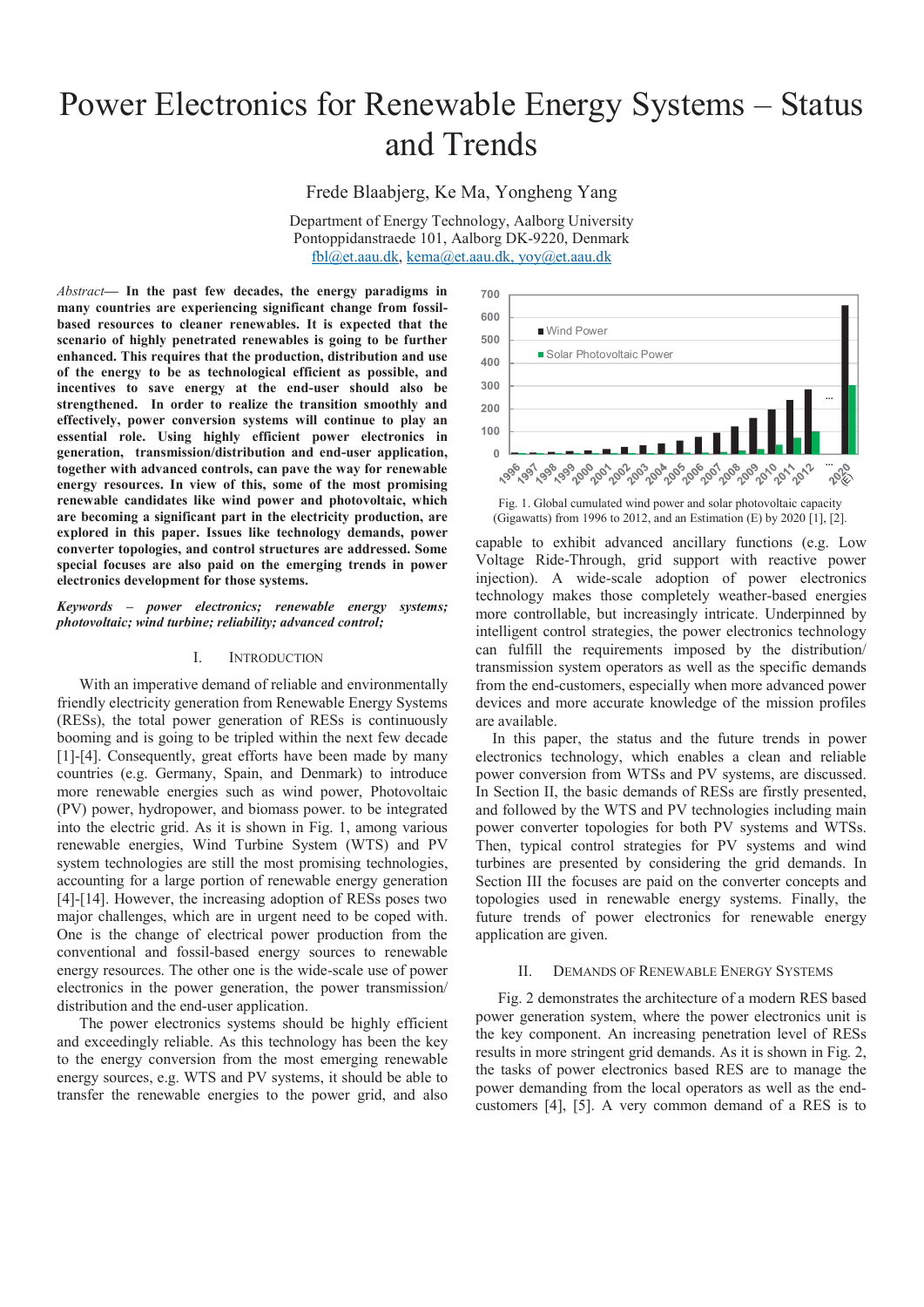# Power Electronics for Renewable Energy Systems – Status and Trends

Frede Blaabjerg, Ke Ma, Yongheng Yang

Department of Energy Technology, Aalborg University
Pontoppidanstraede 101, Aalborg DK-9220, Denmark
fbl@et.aau.dk, kema@et.aau.dk, yoy@et.aau.dk

*Abstract*— **In the past few decades, the energy paradigms in many countries are experiencing significant change from fossil-based resources to cleaner renewables. It is expected that the scenario of highly penetrated renewables is going to be further enhanced. This requires that the production, distribution and use of the energy to be as technological efficient as possible, and incentives to save energy at the end-user should also be strengthened. In order to realize the transition smoothly and effectively, power conversion systems will continue to play an essential role. Using highly efficient power electronics in generation, transmission/distribution and end-user application, together with advanced controls, can pave the way for renewable energy resources. In view of this, some of the most promising renewable candidates like wind power and photovoltaic, which are becoming a significant part in the electricity production, are explored in this paper. Issues like technology demands, power converter topologies, and control structures are addressed. Some special focuses are also paid on the emerging trends in power electronics development for those systems.**

***Keywords – power electronics; renewable energy systems; photovoltaic; wind turbine; reliability; advanced control;***

## I. Introduction

With an imperative demand of reliable and environmentally friendly electricity generation from Renewable Energy Systems (RESs), the total power generation of RESs is continuously booming and is going to be tripled within the next few decade [1]-[4]. Consequently, great efforts have been made by many countries (e.g. Germany, Spain, and Denmark) to introduce more renewable energies such as wind power, Photovoltaic (PV) power, hydropower, and biomass power. to be integrated into the electric grid. As it is shown in Fig. 1, among various renewable energies, Wind Turbine System (WTS) and PV system technologies are still the most promising technologies, accounting for a large portion of renewable energy generation [4]-[14]. However, the increasing adoption of RESs poses two major challenges, which are in urgent need to be coped with. One is the change of electrical power production from the conventional and fossil-based energy sources to renewable energy resources. The other one is the wide-scale use of power electronics in the power generation, the power transmission/ distribution and the end-user application.

The power electronics systems should be highly efficient and exceedingly reliable. As this technology has been the key to the energy conversion from the most emerging renewable energy sources, e.g. WTS and PV systems, it should be able to transfer the renewable energies to the power grid, and also capable to exhibit advanced ancillary functions (e.g. Low Voltage Ride-Through, grid support with reactive power injection). A wide-scale adoption of power electronics technology makes those completely weather-based energies more controllable, but increasingly intricate. Underpinned by intelligent control strategies, the power electronics technology can fulfill the requirements imposed by the distribution/ transmission system operators as well as the specific demands from the end-customers, especially when more advanced power devices and more accurate knowledge of the mission profiles are available.

Fig. 1. Global cumulated wind power and solar photovoltaic capacity (Gigawatts) from 1996 to 2012, and an Estimation (E) by 2020 [1], [2].

In this paper, the status and the future trends in power electronics technology, which enables a clean and reliable power conversion from WTSs and PV systems, are discussed. In Section II, the basic demands of RESs are firstly presented, and followed by the WTS and PV technologies including main power converter topologies for both PV systems and WTSs. Then, typical control strategies for PV systems and wind turbines are presented by considering the grid demands. In Section III the focuses are paid on the converter concepts and topologies used in renewable energy systems. Finally, the future trends of power electronics for renewable energy application are given.

## II. Demands of Renewable Energy Systems

Fig. 2 demonstrates the architecture of a modern RES based power generation system, where the power electronics unit is the key component. An increasing penetration level of RESs results in more stringent grid demands. As it is shown in Fig. 2, the tasks of power electronics based RES are to manage the power demanding from the local operators as well as the end-customers [4], [5]. A very common demand of a RES is to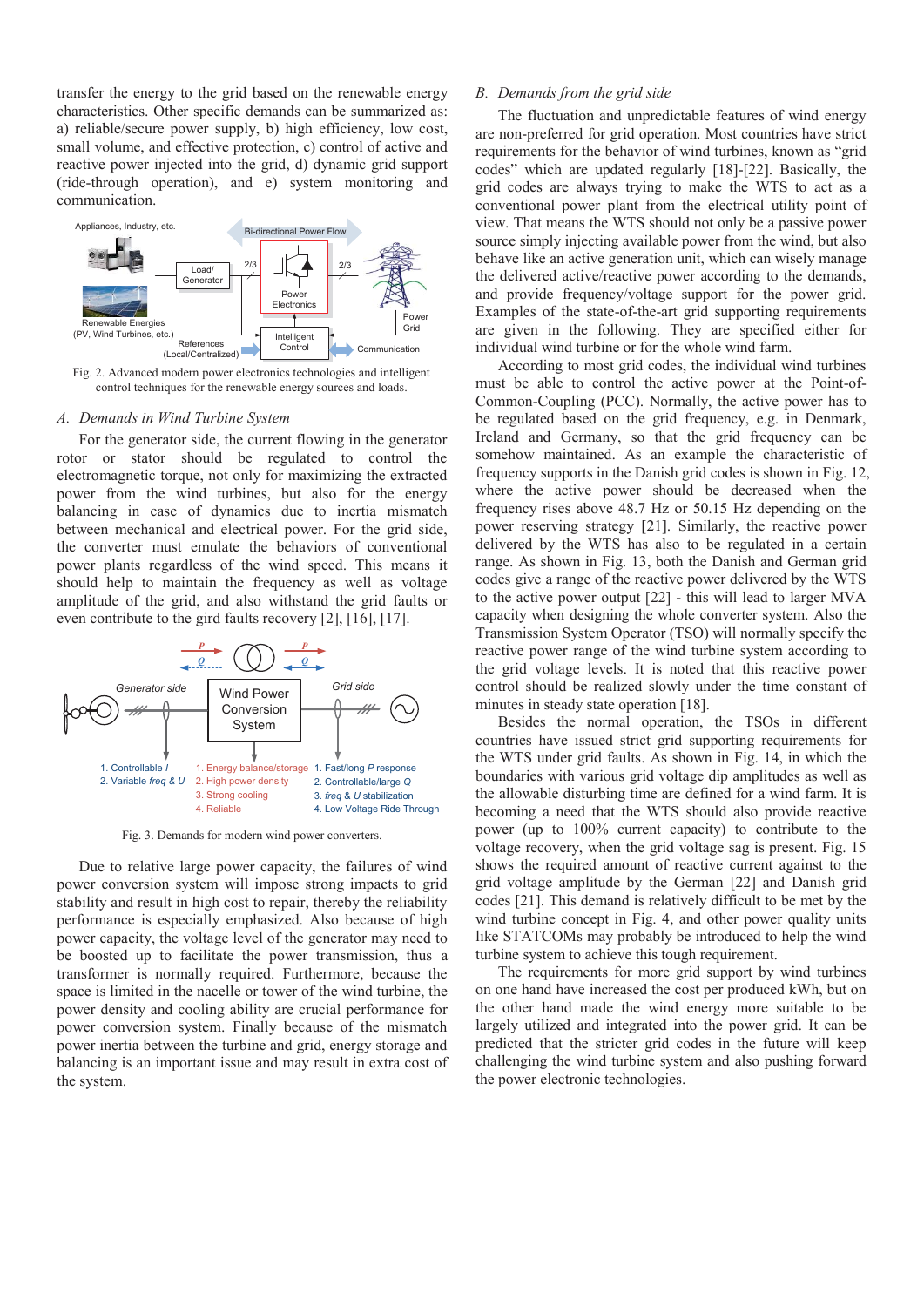transfer the energy to the grid based on the renewable energy characteristics. Other specific demands can be summarized as: a) reliable/secure power supply, b) high efficiency, low cost, small volume, and effective protection, c) control of active and reactive power injected into the grid, d) dynamic grid support (ride-through operation), and e) system monitoring and communication.

Fig. 2. Advanced modern power electronics technologies and intelligent control techniques for the renewable energy sources and loads.

### A. Demands in Wind Turbine System

For the generator side, the current flowing in the generator rotor or stator should be regulated to control the electromagnetic torque, not only for maximizing the extracted power from the wind turbines, but also for the energy balancing in case of dynamics due to inertia mismatch between mechanical and electrical power. For the grid side, the converter must emulate the behaviors of conventional power plants regardless of the wind speed. This means it should help to maintain the frequency as well as voltage amplitude of the grid, and also withstand the grid faults or even contribute to the gird faults recovery [2], [16], [17].

Fig. 3. Demands for modern wind power converters.

Due to relative large power capacity, the failures of wind power conversion system will impose strong impacts to grid stability and result in high cost to repair, thereby the reliability performance is especially emphasized. Also because of high power capacity, the voltage level of the generator may need to be boosted up to facilitate the power transmission, thus a transformer is normally required. Furthermore, because the space is limited in the nacelle or tower of the wind turbine, the power density and cooling ability are crucial performance for power conversion system. Finally because of the mismatch power inertia between the turbine and grid, energy storage and balancing is an important issue and may result in extra cost of the system.

### B. Demands from the grid side

The fluctuation and unpredictable features of wind energy are non-preferred for grid operation. Most countries have strict requirements for the behavior of wind turbines, known as "grid codes" which are updated regularly [18]-[22]. Basically, the grid codes are always trying to make the WTS to act as a conventional power plant from the electrical utility point of view. That means the WTS should not only be a passive power source simply injecting available power from the wind, but also behave like an active generation unit, which can wisely manage the delivered active/reactive power according to the demands, and provide frequency/voltage support for the power grid. Examples of the state-of-the-art grid supporting requirements are given in the following. They are specified either for individual wind turbine or for the whole wind farm.

According to most grid codes, the individual wind turbines must be able to control the active power at the Point-of-Common-Coupling (PCC). Normally, the active power has to be regulated based on the grid frequency, e.g. in Denmark, Ireland and Germany, so that the grid frequency can be somehow maintained. As an example the characteristic of frequency supports in the Danish grid codes is shown in Fig. 12, where the active power should be decreased when the frequency rises above 48.7 Hz or 50.15 Hz depending on the power reserving strategy [21]. Similarly, the reactive power delivered by the WTS has also to be regulated in a certain range. As shown in Fig. 13, both the Danish and German grid codes give a range of the reactive power delivered by the WTS to the active power output [22] - this will lead to larger MVA capacity when designing the whole converter system. Also the Transmission System Operator (TSO) will normally specify the reactive power range of the wind turbine system according to the grid voltage levels. It is noted that this reactive power control should be realized slowly under the time constant of minutes in steady state operation [18].

Besides the normal operation, the TSOs in different countries have issued strict grid supporting requirements for the WTS under grid faults. As shown in Fig. 14, in which the boundaries with various grid voltage dip amplitudes as well as the allowable disturbing time are defined for a wind farm. It is becoming a need that the WTS should also provide reactive power (up to 100% current capacity) to contribute to the voltage recovery, when the grid voltage sag is present. Fig. 15 shows the required amount of reactive current against to the grid voltage amplitude by the German [22] and Danish grid codes [21]. This demand is relatively difficult to be met by the wind turbine concept in Fig. 4, and other power quality units like STATCOMs may probably be introduced to help the wind turbine system to achieve this tough requirement.

The requirements for more grid support by wind turbines on one hand have increased the cost per produced kWh, but on the other hand made the wind energy more suitable to be largely utilized and integrated into the power grid. It can be predicted that the stricter grid codes in the future will keep challenging the wind turbine system and also pushing forward the power electronic technologies.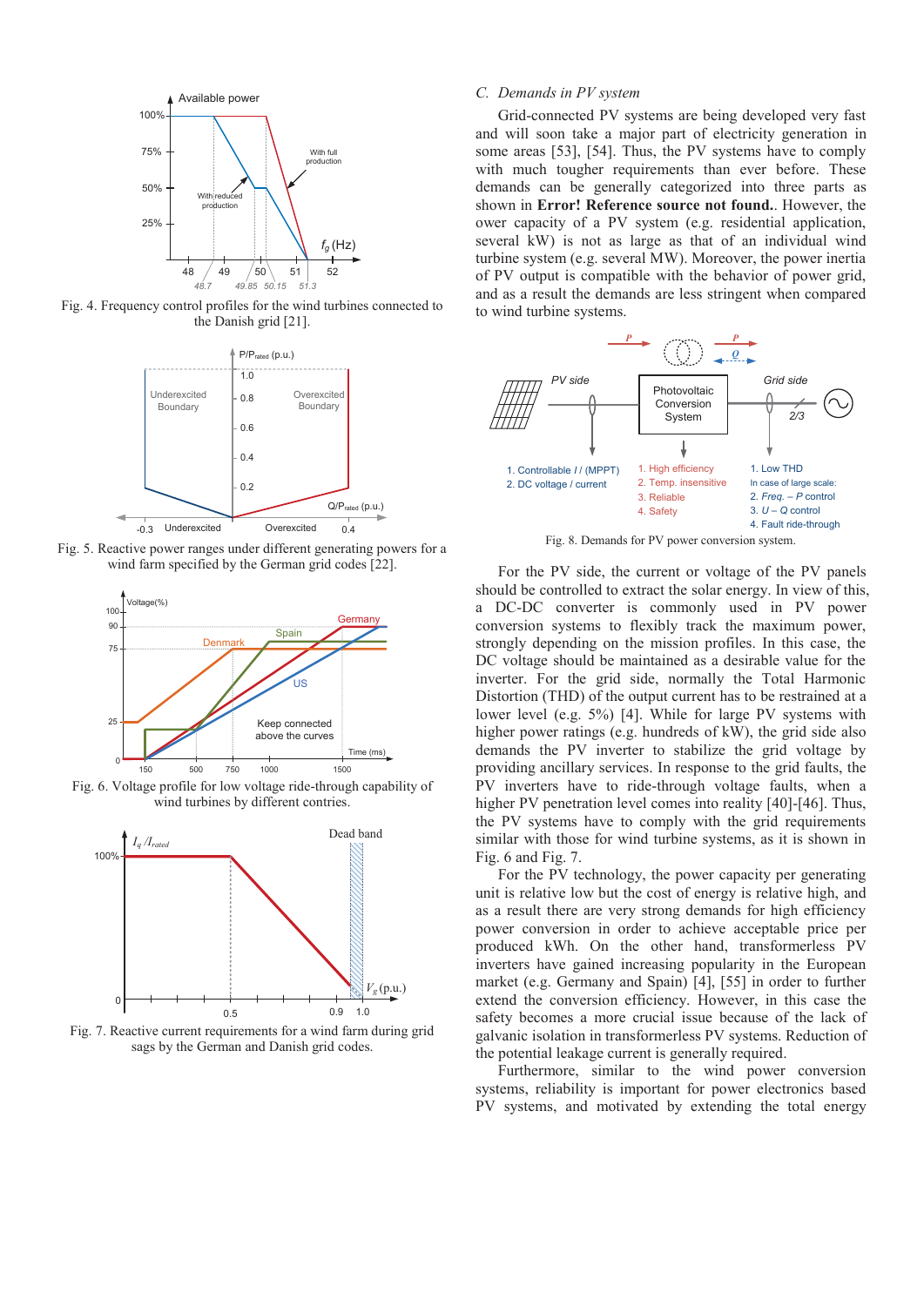Fig. 4. Frequency control profiles for the wind turbines connected to the Danish grid [21].

Fig. 5. Reactive power ranges under different generating powers for a wind farm specified by the German grid codes [22].

Fig. 6. Voltage profile for low voltage ride-through capability of wind turbines by different contries.

Fig. 7. Reactive current requirements for a wind farm during grid sags by the German and Danish grid codes.

### C. Demands in PV system

Grid-connected PV systems are being developed very fast and will soon take a major part of electricity generation in some areas [53], [54]. Thus, the PV systems have to comply with much tougher requirements than ever before. These demands can be generally categorized into three parts as shown in **Error! Reference source not found.**. However, the ower capacity of a PV system (e.g. residential application, several kW) is not as large as that of an individual wind turbine system (e.g. several MW). Moreover, the power inertia of PV output is compatible with the behavior of power grid, and as a result the demands are less stringent when compared to wind turbine systems.

Fig. 8. Demands for PV power conversion system.

For the PV side, the current or voltage of the PV panels should be controlled to extract the solar energy. In view of this, a DC-DC converter is commonly used in PV power conversion systems to flexibly track the maximum power, strongly depending on the mission profiles. In this case, the DC voltage should be maintained as a desirable value for the inverter. For the grid side, normally the Total Harmonic Distortion (THD) of the output current has to be restrained at a lower level (e.g. 5%) [4]. While for large PV systems with higher power ratings (e.g. hundreds of kW), the grid side also demands the PV inverter to stabilize the grid voltage by providing ancillary services. In response to the grid faults, the PV inverters have to ride-through voltage faults, when a higher PV penetration level comes into reality [40]-[46]. Thus, the PV systems have to comply with the grid requirements similar with those for wind turbine systems, as it is shown in Fig. 6 and Fig. 7.

For the PV technology, the power capacity per generating unit is relative low but the cost of energy is relative high, and as a result there are very strong demands for high efficiency power conversion in order to achieve acceptable price per produced kWh. On the other hand, transformerless PV inverters have gained increasing popularity in the European market (e.g. Germany and Spain) [4], [55] in order to further extend the conversion efficiency. However, in this case the safety becomes a more crucial issue because of the lack of galvanic isolation in transformerless PV systems. Reduction of the potential leakage current is generally required.

Furthermore, similar to the wind power conversion systems, reliability is important for power electronics based PV systems, and motivated by extending the total energy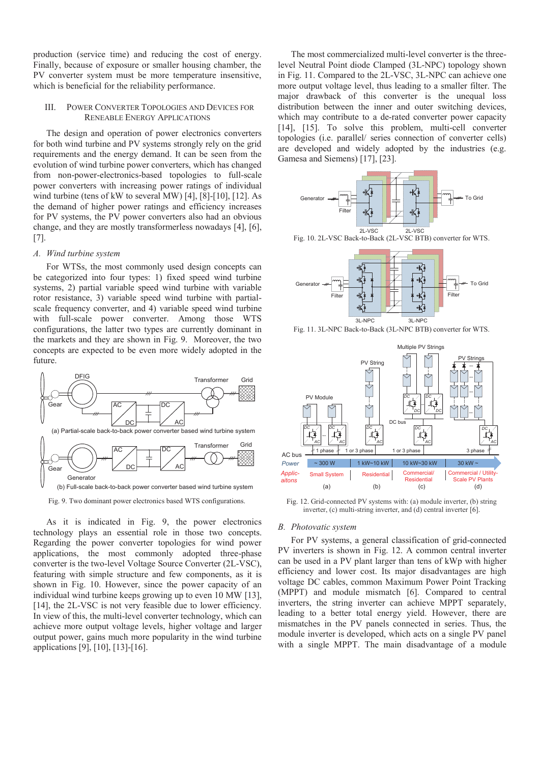production (service time) and reducing the cost of energy. Finally, because of exposure or smaller housing chamber, the PV converter system must be more temperature insensitive, which is beneficial for the reliability performance.

## III. Power Converter Topologies and Devices for Reneable Energy Applications

The design and operation of power electronics converters for both wind turbine and PV systems strongly rely on the grid requirements and the energy demand. It can be seen from the evolution of wind turbine power converters, which has changed from non-power-electronics-based topologies to full-scale power converters with increasing power ratings of individual wind turbine (tens of kW to several MW) [4], [8]-[10], [12]. As the demand of higher power ratings and efficiency increases for PV systems, the PV power converters also had an obvious change, and they are mostly transformerless nowadays [4], [6], [7].

### *A. Wind turbine system*

For WTSs, the most commonly used design concepts can be categorized into four types: 1) fixed speed wind turbine systems, 2) partial variable speed wind turbine with variable rotor resistance, 3) variable speed wind turbine with partial-scale frequency converter, and 4) variable speed wind turbine with full-scale power converter. Among those WTS configurations, the latter two types are currently dominant in the markets and they are shown in Fig. 9. Moreover, the two concepts are expected to be even more widely adopted in the future.

Fig. 9. Two dominant power electronics based WTS configurations.

As it is indicated in Fig. 9, the power electronics technology plays an essential role in those two concepts. Regarding the power converter topologies for wind power applications, the most commonly adopted three-phase converter is the two-level Voltage Source Converter (2L-VSC), featuring with simple structure and few components, as it is shown in Fig. 10. However, since the power capacity of an individual wind turbine keeps growing up to even 10 MW [13], [14], the 2L-VSC is not very feasible due to lower efficiency. In view of this, the multi-level converter technology, which can achieve more output voltage levels, higher voltage and larger output power, gains much more popularity in the wind turbine applications [9], [10], [13]-[16].

The most commercialized multi-level converter is the three-level Neutral Point diode Clamped (3L-NPC) topology shown in Fig. 11. Compared to the 2L-VSC, 3L-NPC can achieve one more output voltage level, thus leading to a smaller filter. The major drawback of this converter is the unequal loss distribution between the inner and outer switching devices, which may contribute to a de-rated converter power capacity [14], [15]. To solve this problem, multi-cell converter topologies (i.e. parallel/ series connection of converter cells) are developed and widely adopted by the industries (e.g. Gamesa and Siemens) [17], [23].

Fig. 10. 2L-VSC Back-to-Back (2L-VSC BTB) converter for WTS.

Fig. 11. 3L-NPC Back-to-Back (3L-NPC BTB) converter for WTS.

Fig. 12. Grid-connected PV systems with: (a) module inverter, (b) string inverter, (c) multi-string inverter, and (d) central inverter [6].

### *B. Photovatic system*

For PV systems, a general classification of grid-connected PV inverters is shown in Fig. 12. A common central inverter can be used in a PV plant larger than tens of kWp with higher efficiency and lower cost. Its major disadvantages are high voltage DC cables, common Maximum Power Point Tracking (MPPT) and module mismatch [6]. Compared to central inverters, the string inverter can achieve MPPT separately, leading to a better total energy yield. However, there are mismatches in the PV panels connected in series. Thus, the module inverter is developed, which acts on a single PV panel with a single MPPT. The main disadvantage of a module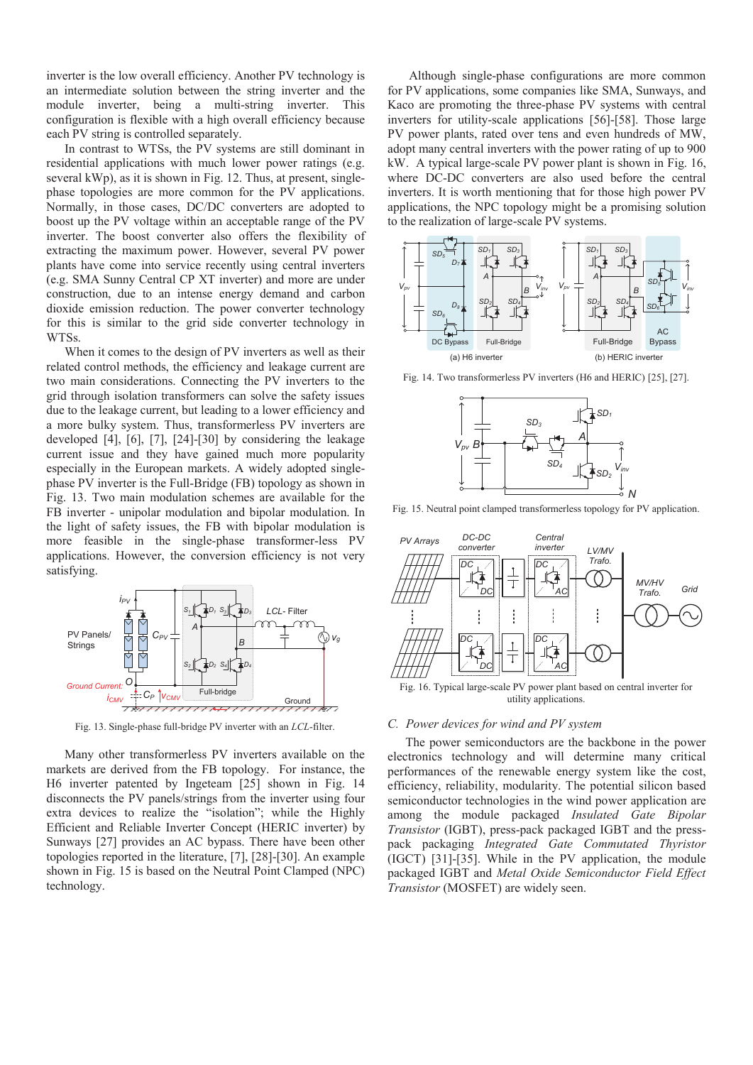inverter is the low overall efficiency. Another PV technology is an intermediate solution between the string inverter and the module inverter, being a multi-string inverter. This configuration is flexible with a high overall efficiency because each PV string is controlled separately.

In contrast to WTSs, the PV systems are still dominant in residential applications with much lower power ratings (e.g. several kWp), as it is shown in Fig. 12. Thus, at present, single-phase topologies are more common for the PV applications. Normally, in those cases, DC/DC converters are adopted to boost up the PV voltage within an acceptable range of the PV inverter. The boost converter also offers the flexibility of extracting the maximum power. However, several PV power plants have come into service recently using central inverters (e.g. SMA Sunny Central CP XT inverter) and more are under construction, due to an intense energy demand and carbon dioxide emission reduction. The power converter technology for this is similar to the grid side converter technology in WTSs.

When it comes to the design of PV inverters as well as their related control methods, the efficiency and leakage current are two main considerations. Connecting the PV inverters to the grid through isolation transformers can solve the safety issues due to the leakage current, but leading to a lower efficiency and a more bulky system. Thus, transformerless PV inverters are developed [4], [6], [7], [24]-[30] by considering the leakage current issue and they have gained much more popularity especially in the European markets. A widely adopted single-phase PV inverter is the Full-Bridge (FB) topology as shown in Fig. 13. Two main modulation schemes are available for the FB inverter - unipolar modulation and bipolar modulation. In the light of safety issues, the FB with bipolar modulation is more feasible in the single-phase transformer-less PV applications. However, the conversion efficiency is not very satisfying.

Fig. 13. Single-phase full-bridge PV inverter with an *LCL*-filter.

Many other transformerless PV inverters available on the markets are derived from the FB topology. For instance, the H6 inverter patented by Ingeteam [25] shown in Fig. 14 disconnects the PV panels/strings from the inverter using four extra devices to realize the "isolation"; while the Highly Efficient and Reliable Inverter Concept (HERIC inverter) by Sunways [27] provides an AC bypass. There have been other topologies reported in the literature, [7], [28]-[30]. An example shown in Fig. 15 is based on the Neutral Point Clamped (NPC) technology.

Although single-phase configurations are more common for PV applications, some companies like SMA, Sunways, and Kaco are promoting the three-phase PV systems with central inverters for utility-scale applications [56]-[58]. Those large PV power plants, rated over tens and even hundreds of MW, adopt many central inverters with the power rating of up to 900 kW. A typical large-scale PV power plant is shown in Fig. 16, where DC-DC converters are also used before the central inverters. It is worth mentioning that for those high power PV applications, the NPC topology might be a promising solution to the realization of large-scale PV systems.

Fig. 14. Two transformerless PV inverters (H6 and HERIC) [25], [27].

Fig. 15. Neutral point clamped transformerless topology for PV application.

Fig. 16. Typical large-scale PV power plant based on central inverter for utility applications.

## C. Power devices for wind and PV system

The power semiconductors are the backbone in the power electronics technology and will determine many critical performances of the renewable energy system like the cost, efficiency, reliability, modularity. The potential silicon based semiconductor technologies in the wind power application are among the module packaged *Insulated Gate Bipolar Transistor* (IGBT), press-pack packaged IGBT and the press-pack packaging *Integrated Gate Commutated Thyristor* (IGCT) [31]-[35]. While in the PV application, the module packaged IGBT and *Metal Oxide Semiconductor Field Effect Transistor* (MOSFET) are widely seen.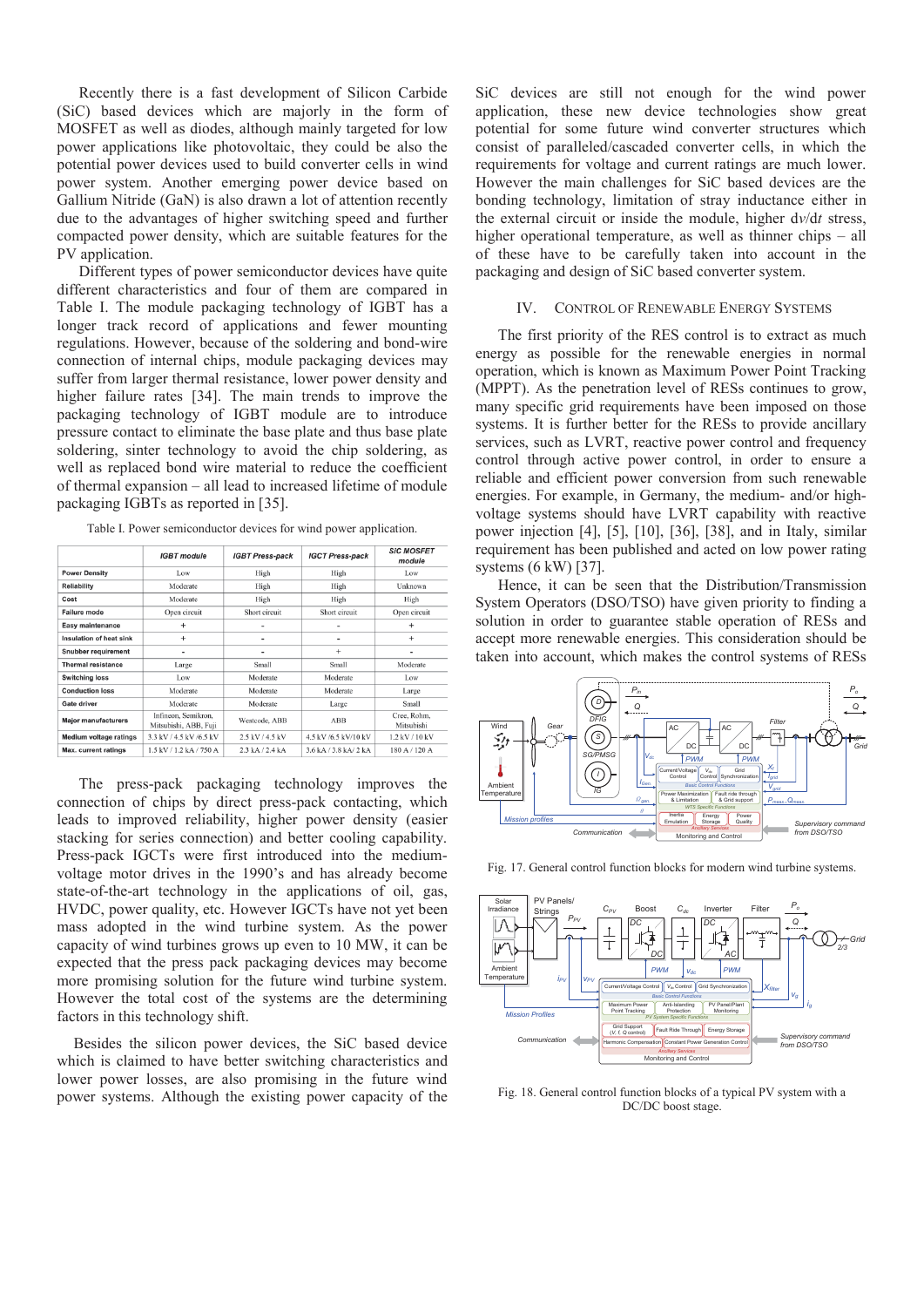Recently there is a fast development of Silicon Carbide (SiC) based devices which are majorly in the form of MOSFET as well as diodes, although mainly targeted for low power applications like photovoltaic, they could be also the potential power devices used to build converter cells in wind power system. Another emerging power device based on Gallium Nitride (GaN) is also drawn a lot of attention recently due to the advantages of higher switching speed and further compacted power density, which are suitable features for the PV application.

Different types of power semiconductor devices have quite different characteristics and four of them are compared in Table I. The module packaging technology of IGBT has a longer track record of applications and fewer mounting regulations. However, because of the soldering and bond-wire connection of internal chips, module packaging devices may suffer from larger thermal resistance, lower power density and higher failure rates [34]. The main trends to improve the packaging technology of IGBT module are to introduce pressure contact to eliminate the base plate and thus base plate soldering, sinter technology to avoid the chip soldering, as well as replaced bond wire material to reduce the coefficient of thermal expansion – all lead to increased lifetime of module packaging IGBTs as reported in [35].

Table I. Power semiconductor devices for wind power application.

| | IGBT module | IGBT Press-pack | IGCT Press-pack | SiC MOSFET module |
|---|---|---|---|---|
| Power Density | Low | High | High | Low |
| Reliability | Moderate | High | High | Unknown |
| Cost | Moderate | High | High | High |
| Failure mode | Open circuit | Short circuit | Short circuit | Open circuit |
| Easy maintenance | + | - | - | + |
| Insulation of heat sink | + | - | - | + |
| Snubber requirement | - | - | + | - |
| Thermal resistance | Large | Small | Small | Moderate |
| Switching loss | Low | Moderate | Moderate | Low |
| Conduction loss | Moderate | Moderate | Moderate | Large |
| Gate driver | Moderate | Moderate | Large | Small |
| Major manufacturers | Infineon, Semikron, Mitsubishi, ABB, Fuji | Westcode, ABB | ABB | Cree, Rohm, Mitsubishi |
| Medium voltage ratings | 3.3 kV / 4.5 kV /6.5 kV | 2.5 kV / 4.5 kV | 4.5 kV /6.5 kV/10 kV | 1.2 kV / 10 kV |
| Max. current ratings | 1.5 kV / 1.2 kA / 750 A | 2.3 kA / 2.4 kA | 3.6 kA / 3.8 kA/ 2 kA | 180 A / 120 A |

The press-pack packaging technology improves the connection of chips by direct press-pack contacting, which leads to improved reliability, higher power density (easier stacking for series connection) and better cooling capability. Press-pack IGCTs were first introduced into the medium-voltage motor drives in the 1990's and has already become state-of-the-art technology in the applications of oil, gas, HVDC, power quality, etc. However IGCTs have not yet been mass adopted in the wind turbine system. As the power capacity of wind turbines grows up even to 10 MW, it can be expected that the press pack packaging devices may become more promising solution for the future wind turbine system. However the total cost of the systems are the determining factors in this technology shift.

Besides the silicon power devices, the SiC based device which is claimed to have better switching characteristics and lower power losses, are also promising in the future wind power systems. Although the existing power capacity of the SiC devices are still not enough for the wind power application, these new device technologies show great potential for some future wind converter structures which consist of paralleled/cascaded converter cells, in which the requirements for voltage and current ratings are much lower. However the main challenges for SiC based devices are the bonding technology, limitation of stray inductance either in the external circuit or inside the module, higher d$v$/d$t$ stress, higher operational temperature, as well as thinner chips – all of these have to be carefully taken into account in the packaging and design of SiC based converter system.

## IV. Control of Renewable Energy Systems

The first priority of the RES control is to extract as much energy as possible for the renewable energies in normal operation, which is known as Maximum Power Point Tracking (MPPT). As the penetration level of RESs continues to grow, many specific grid requirements have been imposed on those systems. It is further better for the RESs to provide ancillary services, such as LVRT, reactive power control and frequency control through active power control, in order to ensure a reliable and efficient power conversion from such renewable energies. For example, in Germany, the medium- and/or high-voltage systems should have LVRT capability with reactive power injection [4], [5], [10], [36], [38], and in Italy, similar requirement has been published and acted on low power rating systems (6 kW) [37].

Hence, it can be seen that the Distribution/Transmission System Operators (DSO/TSO) have given priority to finding a solution in order to guarantee stable operation of RESs and accept more renewable energies. This consideration should be taken into account, which makes the control systems of RESs

Fig. 17. General control function blocks for modern wind turbine systems.

Fig. 18. General control function blocks of a typical PV system with a DC/DC boost stage.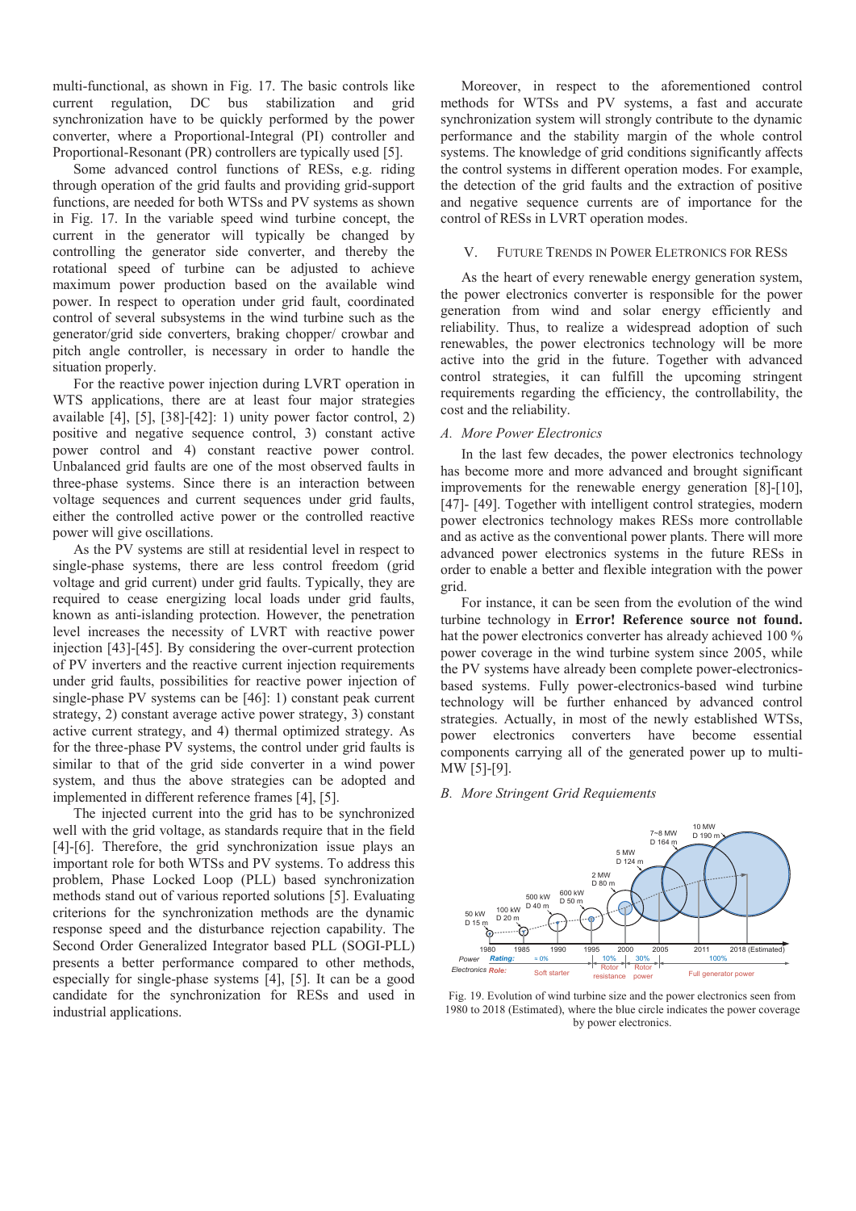multi-functional, as shown in Fig. 17. The basic controls like current regulation, DC bus stabilization and grid synchronization have to be quickly performed by the power converter, where a Proportional-Integral (PI) controller and Proportional-Resonant (PR) controllers are typically used [5].

Some advanced control functions of RESs, e.g. riding through operation of the grid faults and providing grid-support functions, are needed for both WTSs and PV systems as shown in Fig. 17. In the variable speed wind turbine concept, the current in the generator will typically be changed by controlling the generator side converter, and thereby the rotational speed of turbine can be adjusted to achieve maximum power production based on the available wind power. In respect to operation under grid fault, coordinated control of several subsystems in the wind turbine such as the generator/grid side converters, braking chopper/ crowbar and pitch angle controller, is necessary in order to handle the situation properly.

For the reactive power injection during LVRT operation in WTS applications, there are at least four major strategies available [4], [5], [38]-[42]: 1) unity power factor control, 2) positive and negative sequence control, 3) constant active power control and 4) constant reactive power control. Unbalanced grid faults are one of the most observed faults in three-phase systems. Since there is an interaction between voltage sequences and current sequences under grid faults, either the controlled active power or the controlled reactive power will give oscillations.

As the PV systems are still at residential level in respect to single-phase systems, there are less control freedom (grid voltage and grid current) under grid faults. Typically, they are required to cease energizing local loads under grid faults, known as anti-islanding protection. However, the penetration level increases the necessity of LVRT with reactive power injection [43]-[45]. By considering the over-current protection of PV inverters and the reactive current injection requirements under grid faults, possibilities for reactive power injection of single-phase PV systems can be [46]: 1) constant peak current strategy, 2) constant average active power strategy, 3) constant active current strategy, and 4) thermal optimized strategy. As for the three-phase PV systems, the control under grid faults is similar to that of the grid side converter in a wind power system, and thus the above strategies can be adopted and implemented in different reference frames [4], [5].

The injected current into the grid has to be synchronized well with the grid voltage, as standards require that in the field [4]-[6]. Therefore, the grid synchronization issue plays an important role for both WTSs and PV systems. To address this problem, Phase Locked Loop (PLL) based synchronization methods stand out of various reported solutions [5]. Evaluating criterions for the synchronization methods are the dynamic response speed and the disturbance rejection capability. The Second Order Generalized Integrator based PLL (SOGI-PLL) presents a better performance compared to other methods, especially for single-phase systems [4], [5]. It can be a good candidate for the synchronization for RESs and used in industrial applications.

Moreover, in respect to the aforementioned control methods for WTSs and PV systems, a fast and accurate synchronization system will strongly contribute to the dynamic performance and the stability margin of the whole control systems. The knowledge of grid conditions significantly affects the control systems in different operation modes. For example, the detection of the grid faults and the extraction of positive and negative sequence currents are of importance for the control of RESs in LVRT operation modes.

## V. Future Trends in Power Eletronics for RESs

As the heart of every renewable energy generation system, the power electronics converter is responsible for the power generation from wind and solar energy efficiently and reliability. Thus, to realize a widespread adoption of such renewables, the power electronics technology will be more active into the grid in the future. Together with advanced control strategies, it can fulfill the upcoming stringent requirements regarding the efficiency, the controllability, the cost and the reliability.

### *A. More Power Electronics*

In the last few decades, the power electronics technology has become more and more advanced and brought significant improvements for the renewable energy generation [8]-[10], [47]- [49]. Together with intelligent control strategies, modern power electronics technology makes RESs more controllable and as active as the conventional power plants. There will more advanced power electronics systems in the future RESs in order to enable a better and flexible integration with the power grid.

For instance, it can be seen from the evolution of the wind turbine technology in **Error! Reference source not found.** hat the power electronics converter has already achieved 100 % power coverage in the wind turbine system since 2005, while the PV systems have already been complete power-electronics-based systems. Fully power-electronics-based wind turbine technology will be further enhanced by advanced control strategies. Actually, in most of the newly established WTSs, power electronics converters have become essential components carrying all of the generated power up to multi-MW [5]-[9].

### *B. More Stringent Grid Requiements*

50 kW D 15 m
100 kW D 20 m
500 kW D 40 m
600 kW D 50 m
2 MW D 80 m
5 MW D 124 m
7~8 MW D 164 m
10 MW D 190 m
1980 1985 1990 1995 2000 2005 2011 2018 (Estimated)
Power Electronics Rating: ≈ 0% 10% 30% 100%
Role: Soft starter, Rotor resistance, Rotor power, Full generator power

Fig. 19. Evolution of wind turbine size and the power electronics seen from 1980 to 2018 (Estimated), where the blue circle indicates the power coverage by power electronics.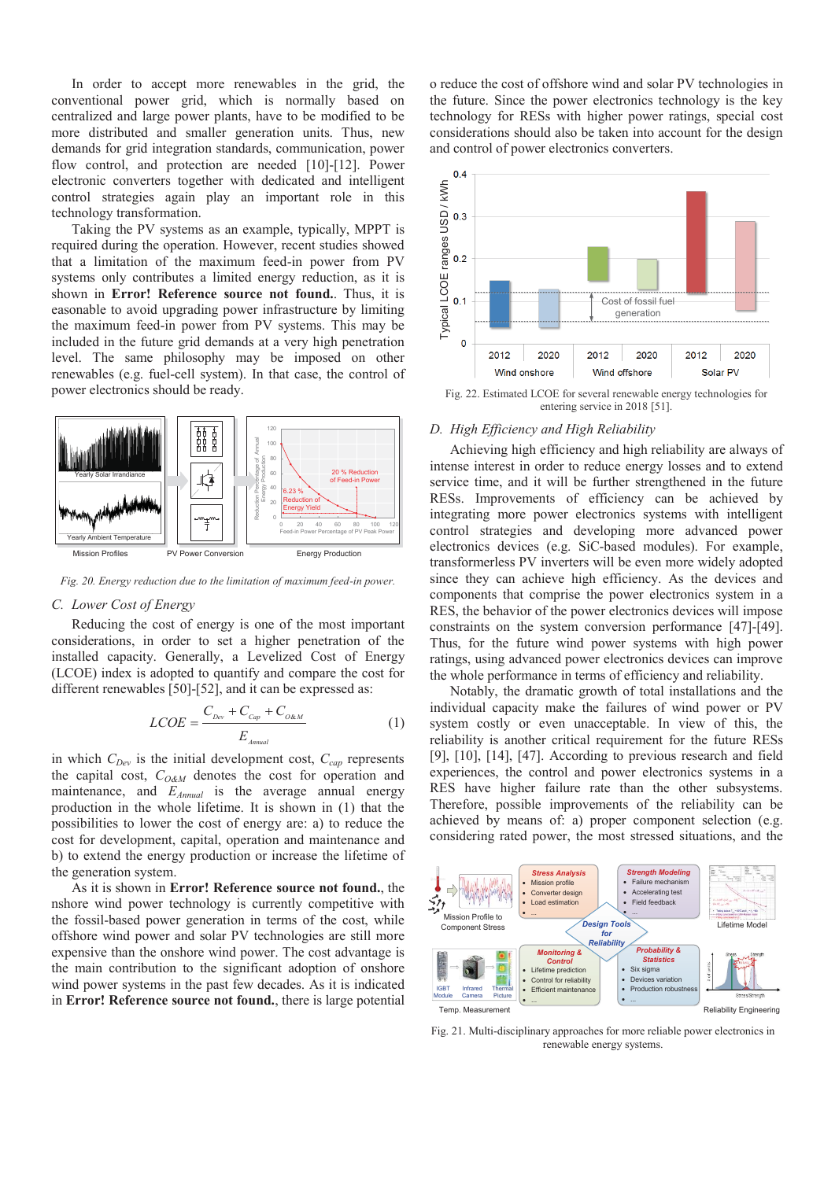In order to accept more renewables in the grid, the conventional power grid, which is normally based on centralized and large power plants, have to be modified to be more distributed and smaller generation units. Thus, new demands for grid integration standards, communication, power flow control, and protection are needed [10]-[12]. Power electronic converters together with dedicated and intelligent control strategies again play an important role in this technology transformation.

Taking the PV systems as an example, typically, MPPT is required during the operation. However, recent studies showed that a limitation of the maximum feed-in power from PV systems only contributes a limited energy reduction, as it is shown in **Error! Reference source not found.**. Thus, it is easonable to avoid upgrading power infrastructure by limiting the maximum feed-in power from PV systems. This may be included in the future grid demands at a very high penetration level. The same philosophy may be imposed on other renewables (e.g. fuel-cell system). In that case, the control of power electronics should be ready.

*Fig. 20. Energy reduction due to the limitation of maximum feed-in power.*

### C. Lower Cost of Energy

Reducing the cost of energy is one of the most important considerations, in order to set a higher penetration of the installed capacity. Generally, a Levelized Cost of Energy (LCOE) index is adopted to quantify and compare the cost for different renewables [50]-[52], and it can be expressed as:

$$LCOE = \frac{C_{Dev} + C_{Cap} + C_{O\&M}}{E_{Annual}} \tag{1}$$

in which $C_{Dev}$ is the initial development cost, $C_{cap}$ represents the capital cost, $C_{O\&M}$ denotes the cost for operation and maintenance, and $E_{Annual}$ is the average annual energy production in the whole lifetime. It is shown in (1) that the possibilities to lower the cost of energy are: a) to reduce the cost for development, capital, operation and maintenance and b) to extend the energy production or increase the lifetime of the generation system.

As it is shown in **Error! Reference source not found.**, the nshore wind power technology is currently competitive with the fossil-based power generation in terms of the cost, while offshore wind power and solar PV technologies are still more expensive than the onshore wind power. The cost advantage is the main contribution to the significant adoption of onshore wind power systems in the past few decades. As it is indicated in **Error! Reference source not found.**, there is large potential o reduce the cost of offshore wind and solar PV technologies in the future. Since the power electronics technology is the key technology for RESs with higher power ratings, special cost considerations should also be taken into account for the design and control of power electronics converters.

Fig. 22. Estimated LCOE for several renewable energy technologies for entering service in 2018 [51].

### D. High Efficiency and High Reliability

Achieving high efficiency and high reliability are always of intense interest in order to reduce energy losses and to extend service time, and it will be further strengthened in the future RESs. Improvements of efficiency can be achieved by integrating more power electronics systems with intelligent control strategies and developing more advanced power electronics devices (e.g. SiC-based modules). For example, transformerless PV inverters will be even more widely adopted since they can achieve high efficiency. As the devices and components that comprise the power electronics system in a RES, the behavior of the power electronics devices will impose constraints on the system conversion performance [47]-[49]. Thus, for the future wind power systems with high power ratings, using advanced power electronics devices can improve the whole performance in terms of efficiency and reliability.

Notably, the dramatic growth of total installations and the individual capacity make the failures of wind power or PV system costly or even unacceptable. In view of this, the reliability is another critical requirement for the future RESs [9], [10], [14], [47]. According to previous research and field experiences, the control and power electronics systems in a RES have higher failure rate than the other subsystems. Therefore, possible improvements of the reliability can be achieved by means of: a) proper component selection (e.g. considering rated power, the most stressed situations, and the

Fig. 21. Multi-disciplinary approaches for more reliable power electronics in renewable energy systems.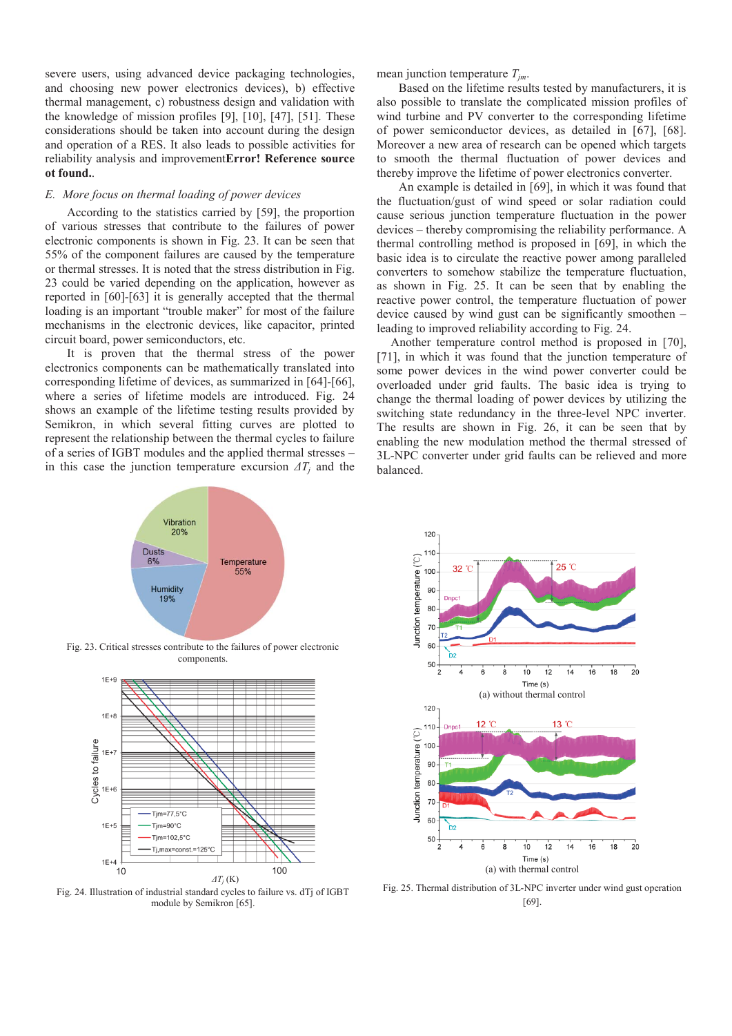severe users, using advanced device packaging technologies, and choosing new power electronics devices), b) effective thermal management, c) robustness design and validation with the knowledge of mission profiles [9], [10], [47], [51]. These considerations should be taken into account during the design and operation of a RES. It also leads to possible activities for reliability analysis and improvement**Error! Reference source ot found.**.

### *E. More focus on thermal loading of power devices*

According to the statistics carried by [59], the proportion of various stresses that contribute to the failures of power electronic components is shown in Fig. 23. It can be seen that 55% of the component failures are caused by the temperature or thermal stresses. It is noted that the stress distribution in Fig. 23 could be varied depending on the application, however as reported in [60]-[63] it is generally accepted that the thermal loading is an important "trouble maker" for most of the failure mechanisms in the electronic devices, like capacitor, printed circuit board, power semiconductors, etc.

It is proven that the thermal stress of the power electronics components can be mathematically translated into corresponding lifetime of devices, as summarized in [64]-[66], where a series of lifetime models are introduced. Fig. 24 shows an example of the lifetime testing results provided by Semikron, in which several fitting curves are plotted to represent the relationship between the thermal cycles to failure of a series of IGBT modules and the applied thermal stresses – in this case the junction temperature excursion $\Delta T_j$ and the mean junction temperature $T_{jm}$.

Based on the lifetime results tested by manufacturers, it is also possible to translate the complicated mission profiles of wind turbine and PV converter to the corresponding lifetime of power semiconductor devices, as detailed in [67], [68]. Moreover a new area of research can be opened which targets to smooth the thermal fluctuation of power devices and thereby improve the lifetime of power electronics converter.

An example is detailed in [69], in which it was found that the fluctuation/gust of wind speed or solar radiation could cause serious junction temperature fluctuation in the power devices – thereby compromising the reliability performance. A thermal controlling method is proposed in [69], in which the basic idea is to circulate the reactive power among paralleled converters to somehow stabilize the temperature fluctuation, as shown in Fig. 25. It can be seen that by enabling the reactive power control, the temperature fluctuation of power device caused by wind gust can be significantly smoothen – leading to improved reliability according to Fig. 24.

Another temperature control method is proposed in [70], [71], in which it was found that the junction temperature of some power devices in the wind power converter could be overloaded under grid faults. The basic idea is trying to change the thermal loading of power devices by utilizing the switching state redundancy in the three-level NPC inverter. The results are shown in Fig. 26, it can be seen that by enabling the new modulation method the thermal stressed of 3L-NPC converter under grid faults can be relieved and more balanced.

Fig. 23. Critical stresses contribute to the failures of power electronic components.

Fig. 24. Illustration of industrial standard cycles to failure vs. dTj of IGBT module by Semikron [65].

(a) without thermal control

(a) with thermal control

Fig. 25. Thermal distribution of 3L-NPC inverter under wind gust operation [69].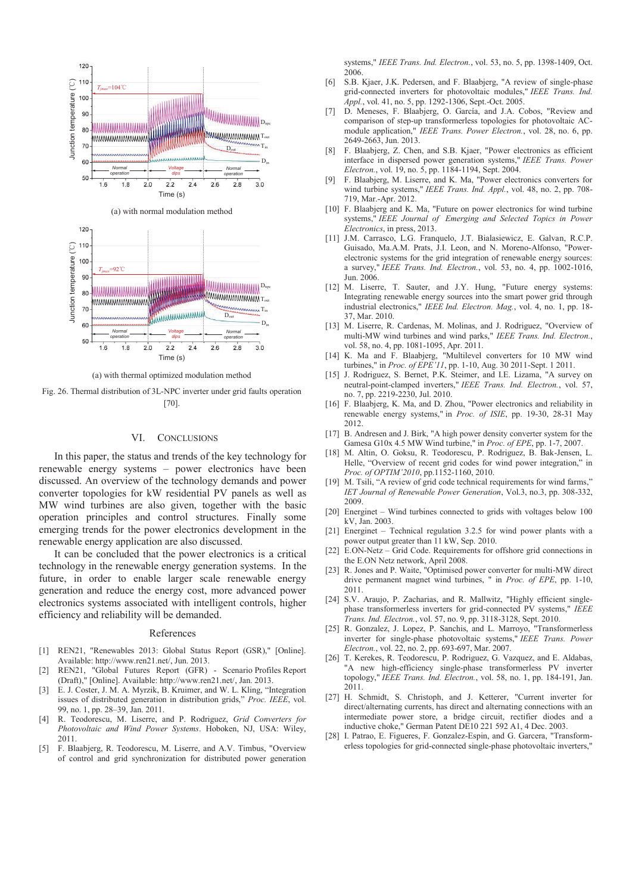(a) with normal modulation method

(a) with thermal optimized modulation method

Fig. 26. Thermal distribution of 3L-NPC inverter under grid faults operation [70].

## VI. Conclusions

In this paper, the status and trends of the key technology for renewable energy systems – power electronics have been discussed. An overview of the technology demands and power converter topologies for kW residential PV panels as well as MW wind turbines are also given, together with the basic operation principles and control structures. Finally some emerging trends for the power electronics development in the renewable energy application are also discussed.

It can be concluded that the power electronics is a critical technology in the renewable energy generation systems. In the future, in order to enable larger scale renewable energy generation and reduce the energy cost, more advanced power electronics systems associated with intelligent controls, higher efficiency and reliability will be demanded.

## References

[1] REN21, "Renewables 2013: Global Status Report (GSR)," [Online]. Available: http://www.ren21.net/, Jun. 2013.

[2] REN21, "Global Futures Report (GFR) - Scenario Profiles Report (Draft)," [Online]. Available: http://www.ren21.net/, Jan. 2013.

[3] E. J. Coster, J. M. A. Myrzik, B. Kruimer, and W. L. Kling, "Integration issues of distributed generation in distribution grids," *Proc. IEEE*, vol. 99, no. 1, pp. 28–39, Jan. 2011.

[4] R. Teodorescu, M. Liserre, and P. Rodriguez, *Grid Converters for Photovoltaic and Wind Power Systems*. Hoboken, NJ, USA: Wiley, 2011.

[5] F. Blaabjerg, R. Teodorescu, M. Liserre, and A.V. Timbus, "Overview of control and grid synchronization for distributed power generation systems," *IEEE Trans. Ind. Electron.*, vol. 53, no. 5, pp. 1398-1409, Oct. 2006.

[6] S.B. Kjaer, J.K. Pedersen, and F. Blaabjerg, "A review of single-phase grid-connected inverters for photovoltaic modules," *IEEE Trans. Ind. Appl.*, vol. 41, no. 5, pp. 1292-1306, Sept.-Oct. 2005.

[7] D. Meneses, F. Blaabjerg, O. García, and J.A. Cobos, "Review and comparison of step-up transformerless topologies for photovoltaic AC-module application," *IEEE Trans. Power Electron.*, vol. 28, no. 6, pp. 2649-2663, Jun. 2013.

[8] F. Blaabjerg, Z. Chen, and S.B. Kjaer, "Power electronics as efficient interface in dispersed power generation systems," *IEEE Trans. Power Electron.*, vol. 19, no. 5, pp. 1184-1194, Sept. 2004.

[9] F. Blaabjerg, M. Liserre, and K. Ma, "Power electronics converters for wind turbine systems," *IEEE Trans. Ind. Appl.*, vol. 48, no. 2, pp. 708-719, Mar.-Apr. 2012.

[10] F. Blaabjerg and K. Ma, "Future on power electronics for wind turbine systems," *IEEE Journal of Emerging and Selected Topics in Power Electronics*, in press, 2013.

[11] J.M. Carrasco, L.G. Franquelo, J.T. Bialasiewicz, E. Galvan, R.C.P. Guisado, Ma.A.M. Prats, J.I. Leon, and N. Moreno-Alfonso, "Power-electronic systems for the grid integration of renewable energy sources: a survey," *IEEE Trans. Ind. Electron.*, vol. 53, no. 4, pp. 1002-1016, Jun. 2006.

[12] M. Liserre, T. Sauter, and J.Y. Hung, "Future energy systems: Integrating renewable energy sources into the smart power grid through industrial electronics," *IEEE Ind. Electron. Mag.*, vol. 4, no. 1, pp. 18-37, Mar. 2010.

[13] M. Liserre, R. Cardenas, M. Molinas, and J. Rodriguez, "Overview of multi-MW wind turbines and wind parks," *IEEE Trans. Ind. Electron.*, vol. 58, no. 4, pp. 1081-1095, Apr. 2011.

[14] K. Ma and F. Blaabjerg, "Multilevel converters for 10 MW wind turbines," in *Proc. of EPE'11*, pp. 1-10, Aug. 30 2011-Sept. 1 2011.

[15] J. Rodriguez, S. Bernet, P.K. Steimer, and I.E. Lizama, "A survey on neutral-point-clamped inverters," *IEEE Trans. Ind. Electron.*, vol. 57, no. 7, pp. 2219-2230, Jul. 2010.

[16] F. Blaabjerg, K. Ma, and D. Zhou, "Power electronics and reliability in renewable energy systems," in *Proc. of ISIE*, pp. 19-30, 28-31 May 2012.

[17] B. Andresen and J. Birk, "A high power density converter system for the Gamesa G10x 4.5 MW Wind turbine," in *Proc. of EPE*, pp. 1-7, 2007.

[18] M. Altin, O. Goksu, R. Teodorescu, P. Rodriguez, B. Bak-Jensen, L. Helle, "Overview of recent grid codes for wind power integration," in *Proc. of OPTIM'2010*, pp.1152-1160, 2010.

[19] M. Tsili, "A review of grid code technical requirements for wind farms," *IET Journal of Renewable Power Generation*, Vol.3, no.3, pp. 308-332, 2009.

[20] Energinet – Wind turbines connected to grids with voltages below 100 kV, Jan. 2003.

[21] Energinet – Technical regulation 3.2.5 for wind power plants with a power output greater than 11 kW, Sep. 2010.

[22] E.ON-Netz – Grid Code. Requirements for offshore grid connections in the E.ON Netz network, April 2008.

[23] R. Jones and P. Waite, "Optimised power converter for multi-MW direct drive permanent magnet wind turbines, " in *Proc. of EPE*, pp. 1-10, 2011.

[24] S.V. Araujo, P. Zacharias, and R. Mallwitz, "Highly efficient single-phase transformerless inverters for grid-connected PV systems," *IEEE Trans. Ind. Electron.*, vol. 57, no. 9, pp. 3118-3128, Sept. 2010.

[25] R. Gonzalez, J. Lopez, P. Sanchis, and L. Marroyo, "Transformerless inverter for single-phase photovoltaic systems," *IEEE Trans. Power Electron.*, vol. 22, no. 2, pp. 693-697, Mar. 2007.

[26] T. Kerekes, R. Teodorescu, P. Rodriguez, G. Vazquez, and E. Aldabas, "A new high-efficiency single-phase transformerless PV inverter topology," *IEEE Trans. Ind. Electron.*, vol. 58, no. 1, pp. 184-191, Jan. 2011.

[27] H. Schmidt, S. Christoph, and J. Ketterer, "Current inverter for direct/alternating currents, has direct and alternating connections with an intermediate power store, a bridge circuit, rectifier diodes and a inductive choke," German Patent DE10 221 592 A1, 4 Dec. 2003.

[28] I. Patrao, E. Figueres, F. Gonzalez-Espin, and G. Garcera, "Transformerless topologies for grid-connected single-phase photovoltaic inverters,"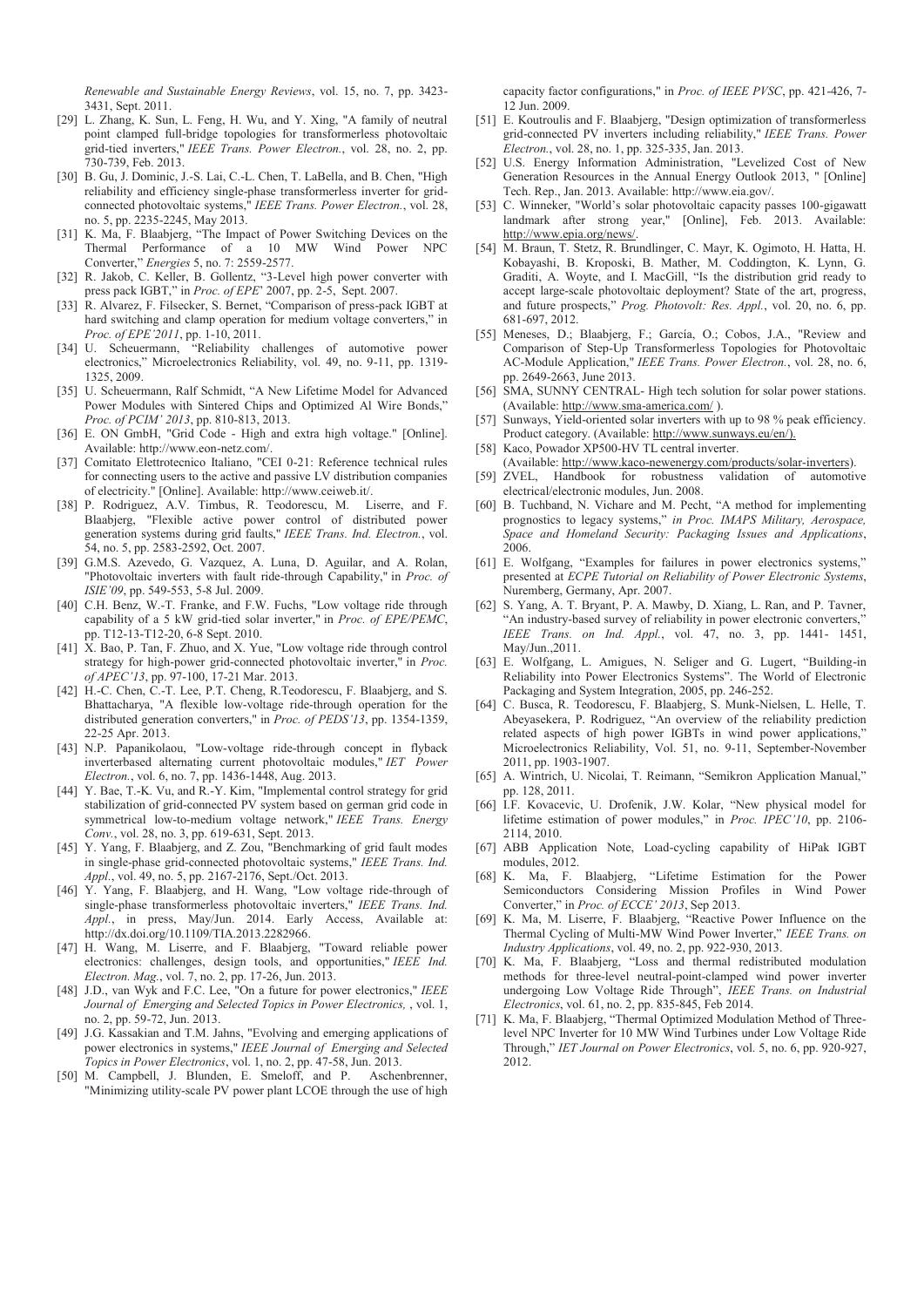*Renewable and Sustainable Energy Reviews*, vol. 15, no. 7, pp. 3423-3431, Sept. 2011.

[29] L. Zhang, K. Sun, L. Feng, H. Wu, and Y. Xing, "A family of neutral point clamped full-bridge topologies for transformerless photovoltaic grid-tied inverters," *IEEE Trans. Power Electron.*, vol. 28, no. 2, pp. 730-739, Feb. 2013.

[30] B. Gu, J. Dominic, J.-S. Lai, C.-L. Chen, T. LaBella, and B. Chen, "High reliability and efficiency single-phase transformerless inverter for grid-connected photovoltaic systems," *IEEE Trans. Power Electron.*, vol. 28, no. 5, pp. 2235-2245, May 2013.

[31] K. Ma, F. Blaabjerg, "The Impact of Power Switching Devices on the Thermal Performance of a 10 MW Wind Power NPC Converter," *Energies* 5, no. 7: 2559-2577.

[32] R. Jakob, C. Keller, B. Gollentz, "3-Level high power converter with press pack IGBT," in *Proc. of EPE*' 2007, pp. 2-5, Sept. 2007.

[33] R. Alvarez, F. Filsecker, S. Bernet, "Comparison of press-pack IGBT at hard switching and clamp operation for medium voltage converters," in *Proc. of EPE'2011*, pp. 1-10, 2011.

[34] U. Scheuermann, "Reliability challenges of automotive power electronics," Microelectronics Reliability, vol. 49, no. 9-11, pp. 1319-1325, 2009.

[35] U. Scheuermann, Ralf Schmidt, "A New Lifetime Model for Advanced Power Modules with Sintered Chips and Optimized Al Wire Bonds," *Proc. of PCIM' 2013*, pp. 810-813, 2013.

[36] E. ON GmbH, "Grid Code - High and extra high voltage." [Online]. Available: http://www.eon-netz.com/.

[37] Comitato Elettrotecnico Italiano, "CEI 0-21: Reference technical rules for connecting users to the active and passive LV distribution companies of electricity." [Online]. Available: http://www.ceiweb.it/.

[38] P. Rodriguez, A.V. Timbus, R. Teodorescu, M. Liserre, and F. Blaabjerg, "Flexible active power control of distributed power generation systems during grid faults," *IEEE Trans. Ind. Electron.*, vol. 54, no. 5, pp. 2583-2592, Oct. 2007.

[39] G.M.S. Azevedo, G. Vazquez, A. Luna, D. Aguilar, and A. Rolan, "Photovoltaic inverters with fault ride-through Capability," in *Proc. of ISIE'09*, pp. 549-553, 5-8 Jul. 2009.

[40] C.H. Benz, W.-T. Franke, and F.W. Fuchs, "Low voltage ride through capability of a 5 kW grid-tied solar inverter," in *Proc. of EPE/PEMC*, pp. T12-13-T12-20, 6-8 Sept. 2010.

[41] X. Bao, P. Tan, F. Zhuo, and X. Yue, "Low voltage ride through control strategy for high-power grid-connected photovoltaic inverter," in *Proc. of APEC'13*, pp. 97-100, 17-21 Mar. 2013.

[42] H.-C. Chen, C.-T. Lee, P.T. Cheng, R.Teodorescu, F. Blaabjerg, and S. Bhattacharya, "A flexible low-voltage ride-through operation for the distributed generation converters," in *Proc. of PEDS'13*, pp. 1354-1359, 22-25 Apr. 2013.

[43] N.P. Papanikolaou, "Low-voltage ride-through concept in flyback inverterbased alternating current photovoltaic modules," *IET Power Electron.*, vol. 6, no. 7, pp. 1436-1448, Aug. 2013.

[44] Y. Bae, T.-K. Vu, and R.-Y. Kim, "Implemental control strategy for grid stabilization of grid-connected PV system based on german grid code in symmetrical low-to-medium voltage network," *IEEE Trans. Energy Conv.*, vol. 28, no. 3, pp. 619-631, Sept. 2013.

[45] Y. Yang, F. Blaabjerg, and Z. Zou, "Benchmarking of grid fault modes in single-phase grid-connected photovoltaic systems," *IEEE Trans. Ind. Appl.*, vol. 49, no. 5, pp. 2167-2176, Sept./Oct. 2013.

[46] Y. Yang, F. Blaabjerg, and H. Wang, "Low voltage ride-through of single-phase transformerless photovoltaic inverters," *IEEE Trans. Ind. Appl.*, in press, May/Jun. 2014. Early Access, Available at: http://dx.doi.org/10.1109/TIA.2013.2282966.

[47] H. Wang, M. Liserre, and F. Blaabjerg, "Toward reliable power electronics: challenges, design tools, and opportunities," *IEEE Ind. Electron. Mag.*, vol. 7, no. 2, pp. 17-26, Jun. 2013.

[48] J.D., van Wyk and F.C. Lee, "On a future for power electronics," *IEEE Journal of Emerging and Selected Topics in Power Electronics,* , vol. 1, no. 2, pp. 59-72, Jun. 2013.

[49] J.G. Kassakian and T.M. Jahns, "Evolving and emerging applications of power electronics in systems," *IEEE Journal of Emerging and Selected Topics in Power Electronics*, vol. 1, no. 2, pp. 47-58, Jun. 2013.

[50] M. Campbell, J. Blunden, E. Smeloff, and P. Aschenbrenner, "Minimizing utility-scale PV power plant LCOE through the use of high capacity factor configurations," in *Proc. of IEEE PVSC*, pp. 421-426, 7-12 Jun. 2009.

[51] E. Koutroulis and F. Blaabjerg, "Design optimization of transformerless grid-connected PV inverters including reliability," *IEEE Trans. Power Electron.*, vol. 28, no. 1, pp. 325-335, Jan. 2013.

[52] U.S. Energy Information Administration, "Levelized Cost of New Generation Resources in the Annual Energy Outlook 2013, " [Online] Tech. Rep., Jan. 2013. Available: http://www.eia.gov/.

[53] C. Winneker, "World's solar photovoltaic capacity passes 100-gigawatt landmark after strong year," [Online], Feb. 2013. Available: http://www.epia.org/news/.

[54] M. Braun, T. Stetz, R. Brundlinger, C. Mayr, K. Ogimoto, H. Hatta, H. Kobayashi, B. Kroposki, B. Mather, M. Coddington, K. Lynn, G. Graditi, A. Woyte, and I. MacGill, "Is the distribution grid ready to accept large-scale photovoltaic deployment? State of the art, progress, and future prospects," *Prog. Photovolt: Res. Appl.*, vol. 20, no. 6, pp. 681-697, 2012.

[55] Meneses, D.; Blaabjerg, F.; García, O.; Cobos, J.A., "Review and Comparison of Step-Up Transformerless Topologies for Photovoltaic AC-Module Application," *IEEE Trans. Power Electron.*, vol. 28, no. 6, pp. 2649-2663, June 2013.

[56] SMA, SUNNY CENTRAL- High tech solution for solar power stations. (Available: http://www.sma-america.com/ ).

[57] Sunways, Yield-oriented solar inverters with up to 98 % peak efficiency. Product category. (Available: http://www.sunways.eu/en/).

[58] Kaco, Powador XP500-HV TL central inverter. (Available: http://www.kaco-newenergy.com/products/solar-inverters).

[59] ZVEL, Handbook for robustness validation of automotive electrical/electronic modules, Jun. 2008.

[60] B. Tuchband, N. Vichare and M. Pecht, "A method for implementing prognostics to legacy systems," *in Proc. IMAPS Military, Aerospace, Space and Homeland Security: Packaging Issues and Applications*, 2006.

[61] E. Wolfgang, "Examples for failures in power electronics systems," presented at *ECPE Tutorial on Reliability of Power Electronic Systems*, Nuremberg, Germany, Apr. 2007.

[62] S. Yang, A. T. Bryant, P. A. Mawby, D. Xiang, L. Ran, and P. Tavner, "An industry-based survey of reliability in power electronic converters," *IEEE Trans. on Ind. Appl.*, vol. 47, no. 3, pp. 1441- 1451, May/Jun.,2011.

[63] E. Wolfgang, L. Amigues, N. Seliger and G. Lugert, "Building-in Reliability into Power Electronics Systems". The World of Electronic Packaging and System Integration, 2005, pp. 246-252.

[64] C. Busca, R. Teodorescu, F. Blaabjerg, S. Munk-Nielsen, L. Helle, T. Abeyasekera, P. Rodriguez, "An overview of the reliability prediction related aspects of high power IGBTs in wind power applications," Microelectronics Reliability, Vol. 51, no. 9-11, September-November 2011, pp. 1903-1907.

[65] A. Wintrich, U. Nicolai, T. Reimann, "Semikron Application Manual," pp. 128, 2011.

[66] I.F. Kovacevic, U. Drofenik, J.W. Kolar, "New physical model for lifetime estimation of power modules," in *Proc. IPEC'10*, pp. 2106-2114, 2010.

[67] ABB Application Note, Load-cycling capability of HiPak IGBT modules, 2012.

[68] K. Ma, F. Blaabjerg, "Lifetime Estimation for the Power Semiconductors Considering Mission Profiles in Wind Power Converter," in *Proc. of ECCE' 2013*, Sep 2013.

[69] K. Ma, M. Liserre, F. Blaabjerg, "Reactive Power Influence on the Thermal Cycling of Multi-MW Wind Power Inverter," *IEEE Trans. on Industry Applications*, vol. 49, no. 2, pp. 922-930, 2013.

[70] K. Ma, F. Blaabjerg, "Loss and thermal redistributed modulation methods for three-level neutral-point-clamped wind power inverter undergoing Low Voltage Ride Through", *IEEE Trans. on Industrial Electronics*, vol. 61, no. 2, pp. 835-845, Feb 2014.

[71] K. Ma, F. Blaabjerg, "Thermal Optimized Modulation Method of Three-level NPC Inverter for 10 MW Wind Turbines under Low Voltage Ride Through," *IET Journal on Power Electronics*, vol. 5, no. 6, pp. 920-927, 2012.